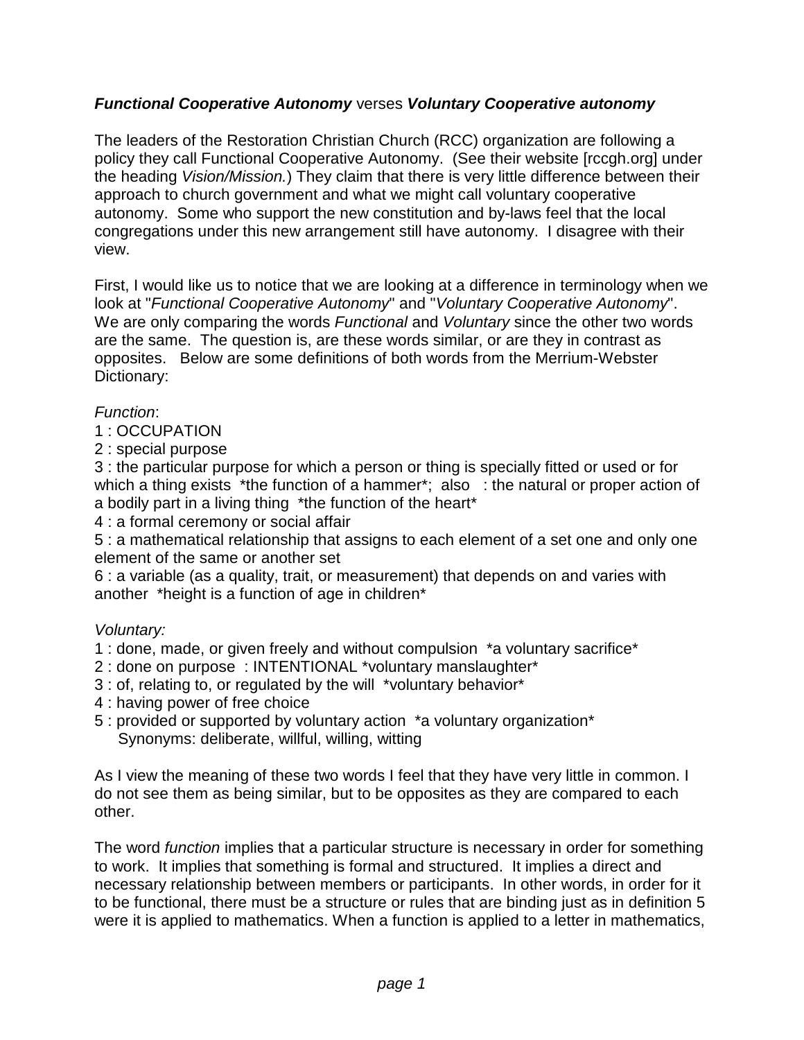***Functional Cooperative Autonomy*** verses ***Voluntary Cooperative autonomy***

The leaders of the Restoration Christian Church (RCC) organization are following a policy they call Functional Cooperative Autonomy. (See their website [rccgh.org] under the heading *Vision/Mission.*) They claim that there is very little difference between their approach to church government and what we might call voluntary cooperative autonomy. Some who support the new constitution and by-laws feel that the local congregations under this new arrangement still have autonomy. I disagree with their view.

First, I would like us to notice that we are looking at a difference in terminology when we look at "*Functional Cooperative Autonomy*" and "*Voluntary Cooperative Autonomy*". We are only comparing the words *Functional* and *Voluntary* since the other two words are the same. The question is, are these words similar, or are they in contrast as opposites. Below are some definitions of both words from the Merrium-Webster Dictionary:

*Function*:
1 : OCCUPATION
2 : special purpose
3 : the particular purpose for which a person or thing is specially fitted or used or for which a thing exists *the function of a hammer*; also : the natural or proper action of a bodily part in a living thing *the function of the heart*
4 : a formal ceremony or social affair
5 : a mathematical relationship that assigns to each element of a set one and only one element of the same or another set
6 : a variable (as a quality, trait, or measurement) that depends on and varies with another *height is a function of age in children*

*Voluntary:*
1 : done, made, or given freely and without compulsion *a voluntary sacrifice*
2 : done on purpose : INTENTIONAL *voluntary manslaughter*
3 : of, relating to, or regulated by the will *voluntary behavior*
4 : having power of free choice
5 : provided or supported by voluntary action *a voluntary organization*
Synonyms: deliberate, willful, willing, witting

As I view the meaning of these two words I feel that they have very little in common. I do not see them as being similar, but to be opposites as they are compared to each other.

The word *function* implies that a particular structure is necessary in order for something to work. It implies that something is formal and structured. It implies a direct and necessary relationship between members or participants. In other words, in order for it to be functional, there must be a structure or rules that are binding just as in definition 5 were it is applied to mathematics. When a function is applied to a letter in mathematics,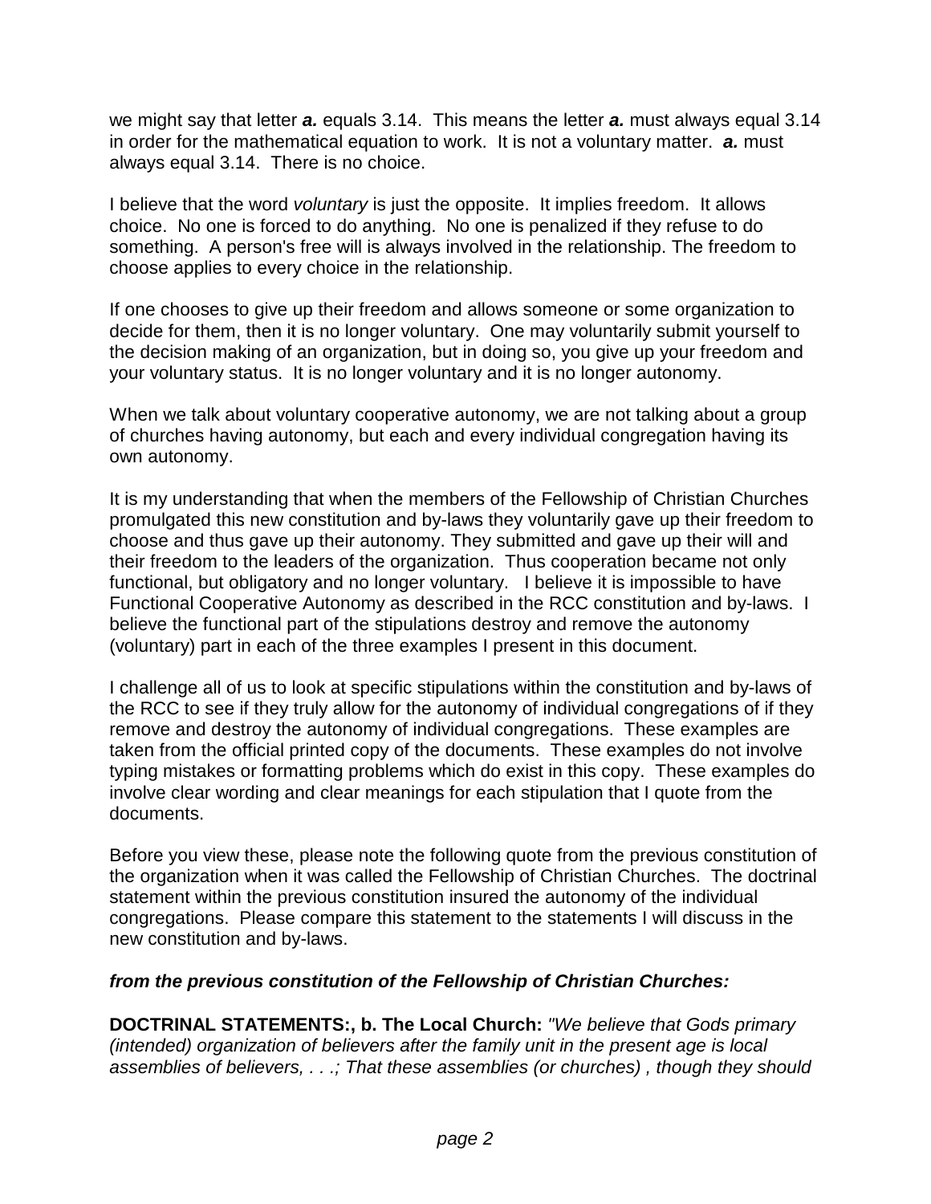we might say that letter ***a.*** equals 3.14. This means the letter ***a.*** must always equal 3.14 in order for the mathematical equation to work. It is not a voluntary matter. ***a.*** must always equal 3.14. There is no choice.

I believe that the word *voluntary* is just the opposite. It implies freedom. It allows choice. No one is forced to do anything. No one is penalized if they refuse to do something. A person's free will is always involved in the relationship. The freedom to choose applies to every choice in the relationship.

If one chooses to give up their freedom and allows someone or some organization to decide for them, then it is no longer voluntary. One may voluntarily submit yourself to the decision making of an organization, but in doing so, you give up your freedom and your voluntary status. It is no longer voluntary and it is no longer autonomy.

When we talk about voluntary cooperative autonomy, we are not talking about a group of churches having autonomy, but each and every individual congregation having its own autonomy.

It is my understanding that when the members of the Fellowship of Christian Churches promulgated this new constitution and by-laws they voluntarily gave up their freedom to choose and thus gave up their autonomy. They submitted and gave up their will and their freedom to the leaders of the organization. Thus cooperation became not only functional, but obligatory and no longer voluntary. I believe it is impossible to have Functional Cooperative Autonomy as described in the RCC constitution and by-laws. I believe the functional part of the stipulations destroy and remove the autonomy (voluntary) part in each of the three examples I present in this document.

I challenge all of us to look at specific stipulations within the constitution and by-laws of the RCC to see if they truly allow for the autonomy of individual congregations of if they remove and destroy the autonomy of individual congregations. These examples are taken from the official printed copy of the documents. These examples do not involve typing mistakes or formatting problems which do exist in this copy. These examples do involve clear wording and clear meanings for each stipulation that I quote from the documents.

Before you view these, please note the following quote from the previous constitution of the organization when it was called the Fellowship of Christian Churches. The doctrinal statement within the previous constitution insured the autonomy of the individual congregations. Please compare this statement to the statements I will discuss in the new constitution and by-laws.

***from the previous constitution of the Fellowship of Christian Churches:***

**DOCTRINAL STATEMENTS:, b. The Local Church:** *"We believe that Gods primary (intended) organization of believers after the family unit in the present age is local assemblies of believers, . . .; That these assemblies (or churches) , though they should*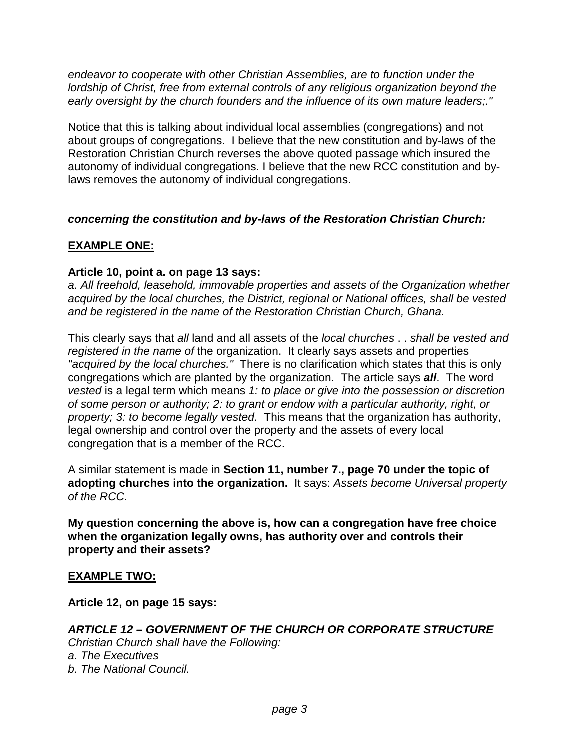*endeavor to cooperate with other Christian Assemblies, are to function under the lordship of Christ, free from external controls of any religious organization beyond the early oversight by the church founders and the influence of its own mature leaders;."*

Notice that this is talking about individual local assemblies (congregations) and not about groups of congregations. I believe that the new constitution and by-laws of the Restoration Christian Church reverses the above quoted passage which insured the autonomy of individual congregations. I believe that the new RCC constitution and by-laws removes the autonomy of individual congregations.

***concerning the constitution and by-laws of the Restoration Christian Church:***

**EXAMPLE ONE:**

**Article 10, point a. on page 13 says:**
*a. All freehold, leasehold, immovable properties and assets of the Organization whether acquired by the local churches, the District, regional or National offices, shall be vested and be registered in the name of the Restoration Christian Church, Ghana.*

This clearly says that *all* land and all assets of the *local churches* . . *shall be vested and registered in the name of* the organization. It clearly says assets and properties *"acquired by the local churches."* There is no clarification which states that this is only congregations which are planted by the organization. The article says ***all***. The word *vested* is a legal term which means *1: to place or give into the possession or discretion of some person or authority; 2: to grant or endow with a particular authority, right, or property; 3: to become legally vested.* This means that the organization has authority, legal ownership and control over the property and the assets of every local congregation that is a member of the RCC.

A similar statement is made in **Section 11, number 7., page 70 under the topic of adopting churches into the organization.** It says: *Assets become Universal property of the RCC.*

**My question concerning the above is, how can a congregation have free choice when the organization legally owns, has authority over and controls their property and their assets?**

**EXAMPLE TWO:**

**Article 12, on page 15 says:**

***ARTICLE 12 – GOVERNMENT OF THE CHURCH OR CORPORATE STRUCTURE***
*Christian Church shall have the Following:*
*a. The Executives*
*b. The National Council.*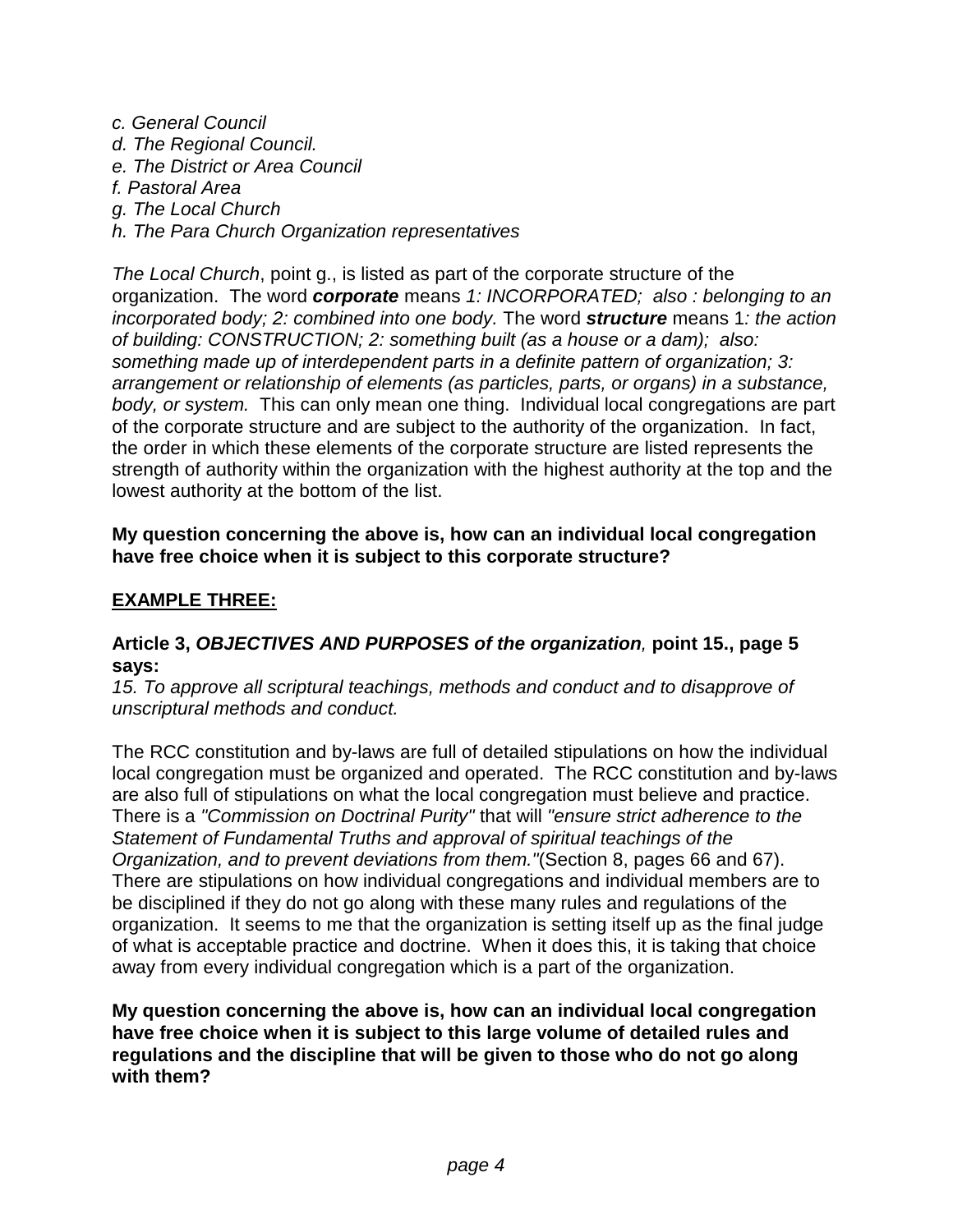*c. General Council*
*d. The Regional Council.*
*e. The District or Area Council*
*f. Pastoral Area*
*g. The Local Church*
*h. The Para Church Organization representatives*

*The Local Church*, point g., is listed as part of the corporate structure of the organization. The word ***corporate*** means *1: INCORPORATED; also : belonging to an incorporated body; 2: combined into one body.* The word ***structure*** means 1*: the action of building: CONSTRUCTION; 2: something built (as a house or a dam); also: something made up of interdependent parts in a definite pattern of organization; 3: arrangement or relationship of elements (as particles, parts, or organs) in a substance, body, or system.* This can only mean one thing. Individual local congregations are part of the corporate structure and are subject to the authority of the organization. In fact, the order in which these elements of the corporate structure are listed represents the strength of authority within the organization with the highest authority at the top and the lowest authority at the bottom of the list.

**My question concerning the above is, how can an individual local congregation have free choice when it is subject to this corporate structure?**

## EXAMPLE THREE:

**Article 3, *OBJECTIVES AND PURPOSES of the organization,* point 15., page 5 says:**
*15. To approve all scriptural teachings, methods and conduct and to disapprove of unscriptural methods and conduct.*

The RCC constitution and by-laws are full of detailed stipulations on how the individual local congregation must be organized and operated. The RCC constitution and by-laws are also full of stipulations on what the local congregation must believe and practice. There is a *"Commission on Doctrinal Purity"* that will *"ensure strict adherence to the Statement of Fundamental Truths and approval of spiritual teachings of the Organization, and to prevent deviations from them."*(Section 8, pages 66 and 67). There are stipulations on how individual congregations and individual members are to be disciplined if they do not go along with these many rules and regulations of the organization. It seems to me that the organization is setting itself up as the final judge of what is acceptable practice and doctrine. When it does this, it is taking that choice away from every individual congregation which is a part of the organization.

**My question concerning the above is, how can an individual local congregation have free choice when it is subject to this large volume of detailed rules and regulations and the discipline that will be given to those who do not go along with them?**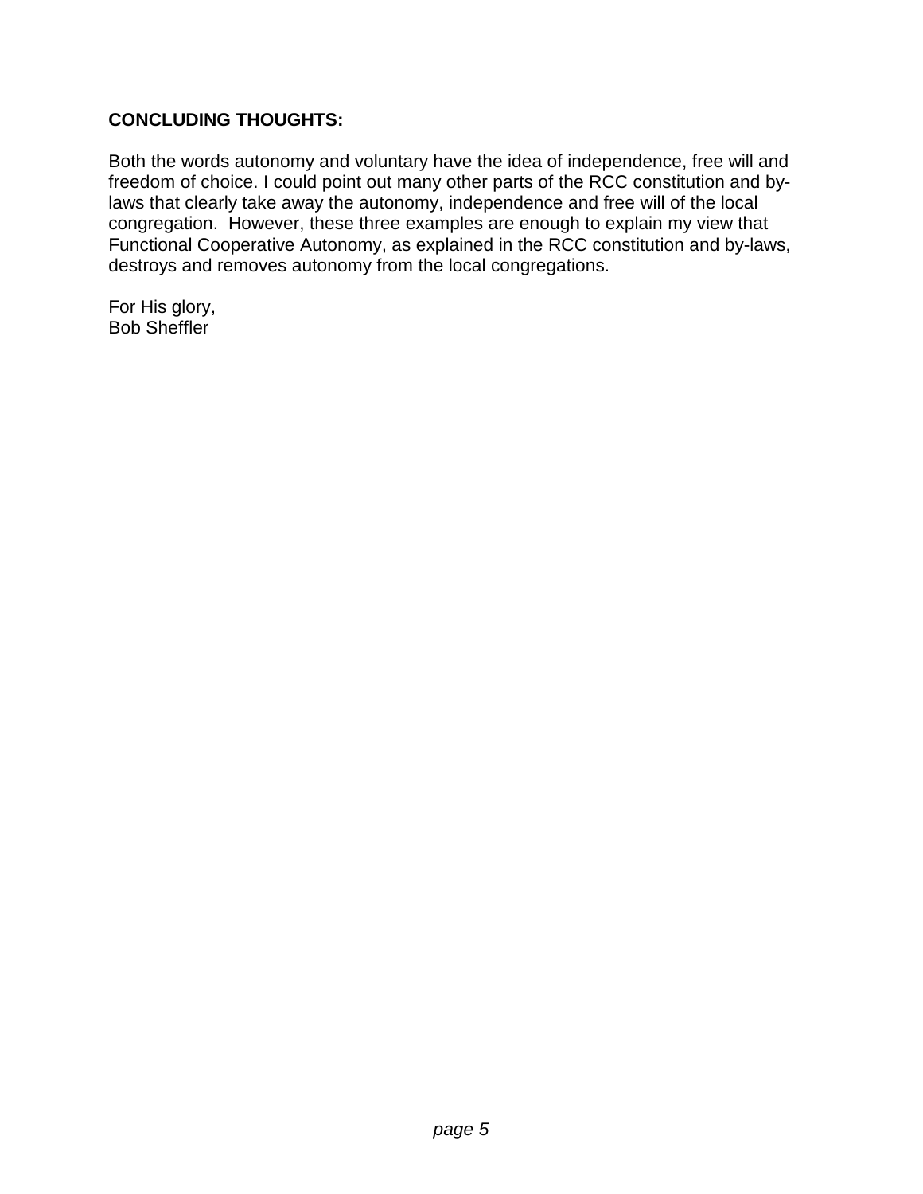**CONCLUDING THOUGHTS:**

Both the words autonomy and voluntary have the idea of independence, free will and freedom of choice. I could point out many other parts of the RCC constitution and by-laws that clearly take away the autonomy, independence and free will of the local congregation. However, these three examples are enough to explain my view that Functional Cooperative Autonomy, as explained in the RCC constitution and by-laws, destroys and removes autonomy from the local congregations.

For His glory,
Bob Sheffler